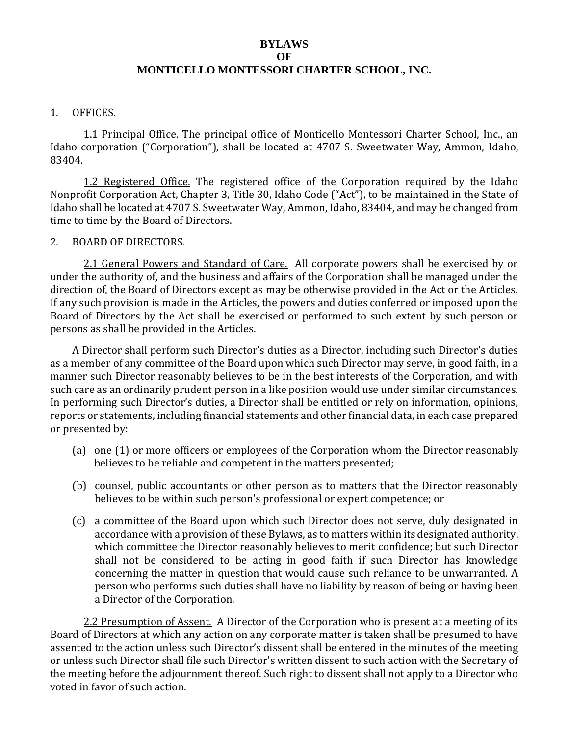# BYLAWS
# OF
# MONTICELLO MONTESSORI CHARTER SCHOOL, INC.

## 1. OFFICES.

1.1 Principal Office. The principal office of Monticello Montessori Charter School, Inc., an Idaho corporation ("Corporation"), shall be located at 4707 S. Sweetwater Way, Ammon, Idaho, 83404.

1.2 Registered Office. The registered office of the Corporation required by the Idaho Nonprofit Corporation Act, Chapter 3, Title 30, Idaho Code ("Act"), to be maintained in the State of Idaho shall be located at 4707 S. Sweetwater Way, Ammon, Idaho, 83404, and may be changed from time to time by the Board of Directors.

## 2. BOARD OF DIRECTORS.

2.1 General Powers and Standard of Care. All corporate powers shall be exercised by or under the authority of, and the business and affairs of the Corporation shall be managed under the direction of, the Board of Directors except as may be otherwise provided in the Act or the Articles. If any such provision is made in the Articles, the powers and duties conferred or imposed upon the Board of Directors by the Act shall be exercised or performed to such extent by such person or persons as shall be provided in the Articles.

A Director shall perform such Director's duties as a Director, including such Director's duties as a member of any committee of the Board upon which such Director may serve, in good faith, in a manner such Director reasonably believes to be in the best interests of the Corporation, and with such care as an ordinarily prudent person in a like position would use under similar circumstances. In performing such Director's duties, a Director shall be entitled or rely on information, opinions, reports or statements, including financial statements and other financial data, in each case prepared or presented by:

(a) one (1) or more officers or employees of the Corporation whom the Director reasonably believes to be reliable and competent in the matters presented;

(b) counsel, public accountants or other person as to matters that the Director reasonably believes to be within such person's professional or expert competence; or

(c) a committee of the Board upon which such Director does not serve, duly designated in accordance with a provision of these Bylaws, as to matters within its designated authority, which committee the Director reasonably believes to merit confidence; but such Director shall not be considered to be acting in good faith if such Director has knowledge concerning the matter in question that would cause such reliance to be unwarranted. A person who performs such duties shall have no liability by reason of being or having been a Director of the Corporation.

2.2 Presumption of Assent. A Director of the Corporation who is present at a meeting of its Board of Directors at which any action on any corporate matter is taken shall be presumed to have assented to the action unless such Director's dissent shall be entered in the minutes of the meeting or unless such Director shall file such Director's written dissent to such action with the Secretary of the meeting before the adjournment thereof. Such right to dissent shall not apply to a Director who voted in favor of such action.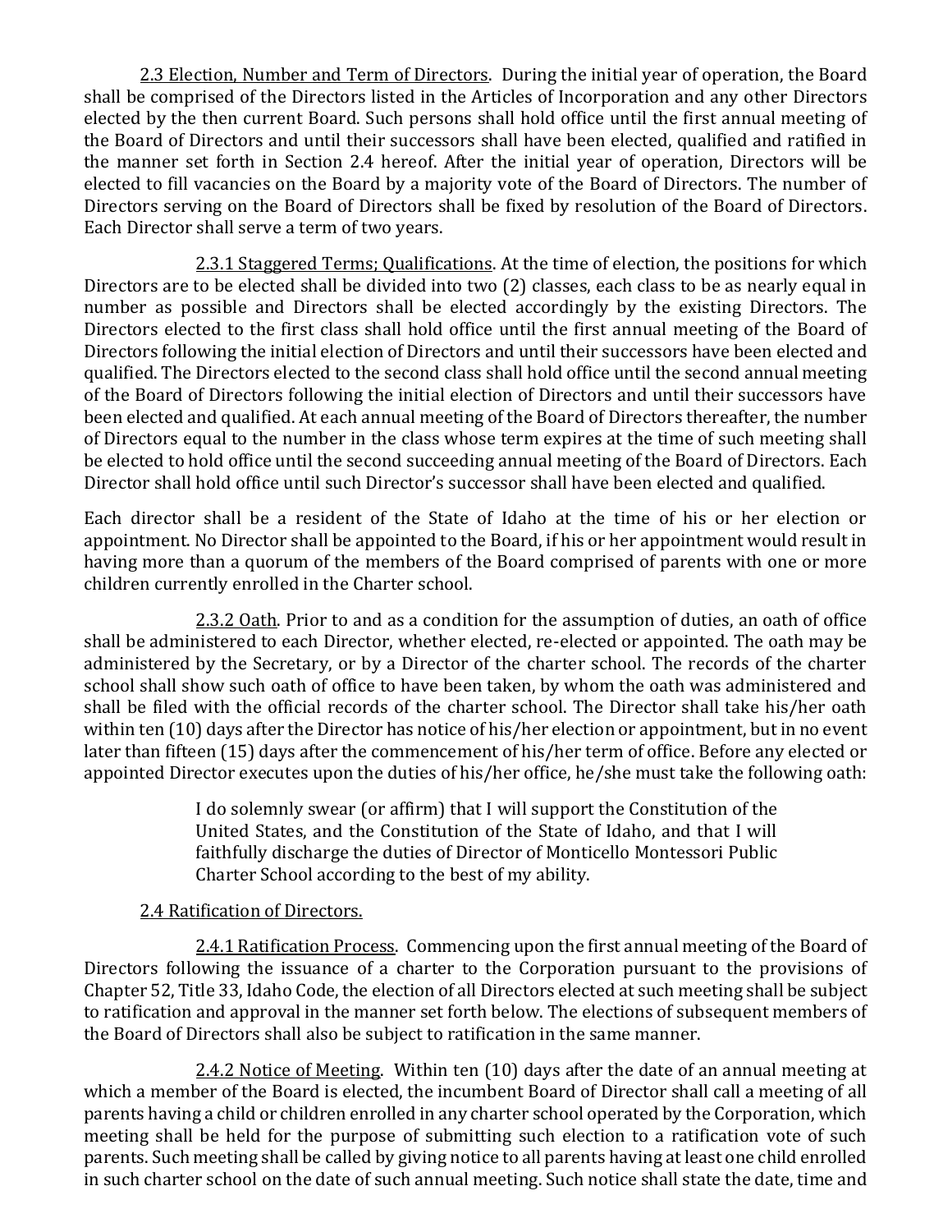2.3 Election, Number and Term of Directors. During the initial year of operation, the Board shall be comprised of the Directors listed in the Articles of Incorporation and any other Directors elected by the then current Board. Such persons shall hold office until the first annual meeting of the Board of Directors and until their successors shall have been elected, qualified and ratified in the manner set forth in Section 2.4 hereof. After the initial year of operation, Directors will be elected to fill vacancies on the Board by a majority vote of the Board of Directors. The number of Directors serving on the Board of Directors shall be fixed by resolution of the Board of Directors. Each Director shall serve a term of two years.

2.3.1 Staggered Terms; Qualifications. At the time of election, the positions for which Directors are to be elected shall be divided into two (2) classes, each class to be as nearly equal in number as possible and Directors shall be elected accordingly by the existing Directors. The Directors elected to the first class shall hold office until the first annual meeting of the Board of Directors following the initial election of Directors and until their successors have been elected and qualified. The Directors elected to the second class shall hold office until the second annual meeting of the Board of Directors following the initial election of Directors and until their successors have been elected and qualified. At each annual meeting of the Board of Directors thereafter, the number of Directors equal to the number in the class whose term expires at the time of such meeting shall be elected to hold office until the second succeeding annual meeting of the Board of Directors. Each Director shall hold office until such Director's successor shall have been elected and qualified.

Each director shall be a resident of the State of Idaho at the time of his or her election or appointment. No Director shall be appointed to the Board, if his or her appointment would result in having more than a quorum of the members of the Board comprised of parents with one or more children currently enrolled in the Charter school.

2.3.2 Oath. Prior to and as a condition for the assumption of duties, an oath of office shall be administered to each Director, whether elected, re-elected or appointed. The oath may be administered by the Secretary, or by a Director of the charter school. The records of the charter school shall show such oath of office to have been taken, by whom the oath was administered and shall be filed with the official records of the charter school. The Director shall take his/her oath within ten (10) days after the Director has notice of his/her election or appointment, but in no event later than fifteen (15) days after the commencement of his/her term of office. Before any elected or appointed Director executes upon the duties of his/her office, he/she must take the following oath:

> I do solemnly swear (or affirm) that I will support the Constitution of the United States, and the Constitution of the State of Idaho, and that I will faithfully discharge the duties of Director of Monticello Montessori Public Charter School according to the best of my ability.

2.4 Ratification of Directors.

2.4.1 Ratification Process. Commencing upon the first annual meeting of the Board of Directors following the issuance of a charter to the Corporation pursuant to the provisions of Chapter 52, Title 33, Idaho Code, the election of all Directors elected at such meeting shall be subject to ratification and approval in the manner set forth below. The elections of subsequent members of the Board of Directors shall also be subject to ratification in the same manner.

2.4.2 Notice of Meeting. Within ten (10) days after the date of an annual meeting at which a member of the Board is elected, the incumbent Board of Director shall call a meeting of all parents having a child or children enrolled in any charter school operated by the Corporation, which meeting shall be held for the purpose of submitting such election to a ratification vote of such parents. Such meeting shall be called by giving notice to all parents having at least one child enrolled in such charter school on the date of such annual meeting. Such notice shall state the date, time and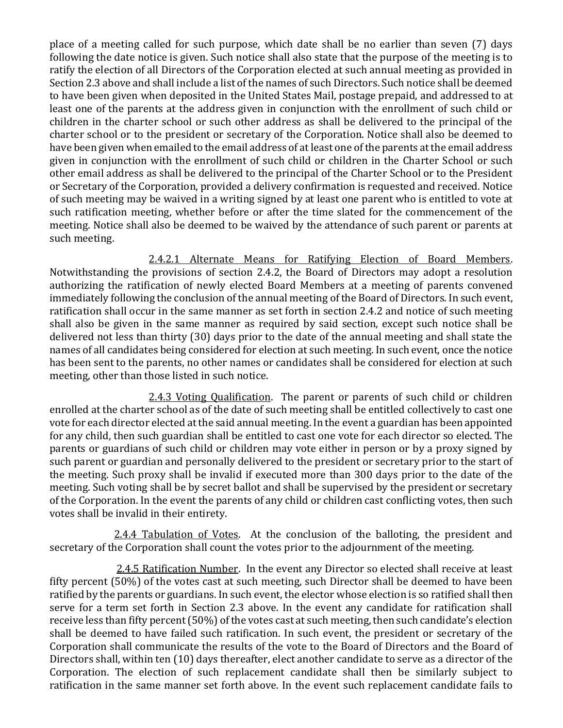place of a meeting called for such purpose, which date shall be no earlier than seven (7) days following the date notice is given. Such notice shall also state that the purpose of the meeting is to ratify the election of all Directors of the Corporation elected at such annual meeting as provided in Section 2.3 above and shall include a list of the names of such Directors. Such notice shall be deemed to have been given when deposited in the United States Mail, postage prepaid, and addressed to at least one of the parents at the address given in conjunction with the enrollment of such child or children in the charter school or such other address as shall be delivered to the principal of the charter school or to the president or secretary of the Corporation. Notice shall also be deemed to have been given when emailed to the email address of at least one of the parents at the email address given in conjunction with the enrollment of such child or children in the Charter School or such other email address as shall be delivered to the principal of the Charter School or to the President or Secretary of the Corporation, provided a delivery confirmation is requested and received. Notice of such meeting may be waived in a writing signed by at least one parent who is entitled to vote at such ratification meeting, whether before or after the time slated for the commencement of the meeting. Notice shall also be deemed to be waived by the attendance of such parent or parents at such meeting.

2.4.2.1 Alternate Means for Ratifying Election of Board Members. Notwithstanding the provisions of section 2.4.2, the Board of Directors may adopt a resolution authorizing the ratification of newly elected Board Members at a meeting of parents convened immediately following the conclusion of the annual meeting of the Board of Directors. In such event, ratification shall occur in the same manner as set forth in section 2.4.2 and notice of such meeting shall also be given in the same manner as required by said section, except such notice shall be delivered not less than thirty (30) days prior to the date of the annual meeting and shall state the names of all candidates being considered for election at such meeting. In such event, once the notice has been sent to the parents, no other names or candidates shall be considered for election at such meeting, other than those listed in such notice.

2.4.3 Voting Qualification. The parent or parents of such child or children enrolled at the charter school as of the date of such meeting shall be entitled collectively to cast one vote for each director elected at the said annual meeting. In the event a guardian has been appointed for any child, then such guardian shall be entitled to cast one vote for each director so elected. The parents or guardians of such child or children may vote either in person or by a proxy signed by such parent or guardian and personally delivered to the president or secretary prior to the start of the meeting. Such proxy shall be invalid if executed more than 300 days prior to the date of the meeting. Such voting shall be by secret ballot and shall be supervised by the president or secretary of the Corporation. In the event the parents of any child or children cast conflicting votes, then such votes shall be invalid in their entirety.

2.4.4 Tabulation of Votes. At the conclusion of the balloting, the president and secretary of the Corporation shall count the votes prior to the adjournment of the meeting.

2.4.5 Ratification Number. In the event any Director so elected shall receive at least fifty percent (50%) of the votes cast at such meeting, such Director shall be deemed to have been ratified by the parents or guardians. In such event, the elector whose election is so ratified shall then serve for a term set forth in Section 2.3 above. In the event any candidate for ratification shall receive less than fifty percent (50%) of the votes cast at such meeting, then such candidate's election shall be deemed to have failed such ratification. In such event, the president or secretary of the Corporation shall communicate the results of the vote to the Board of Directors and the Board of Directors shall, within ten (10) days thereafter, elect another candidate to serve as a director of the Corporation. The election of such replacement candidate shall then be similarly subject to ratification in the same manner set forth above. In the event such replacement candidate fails to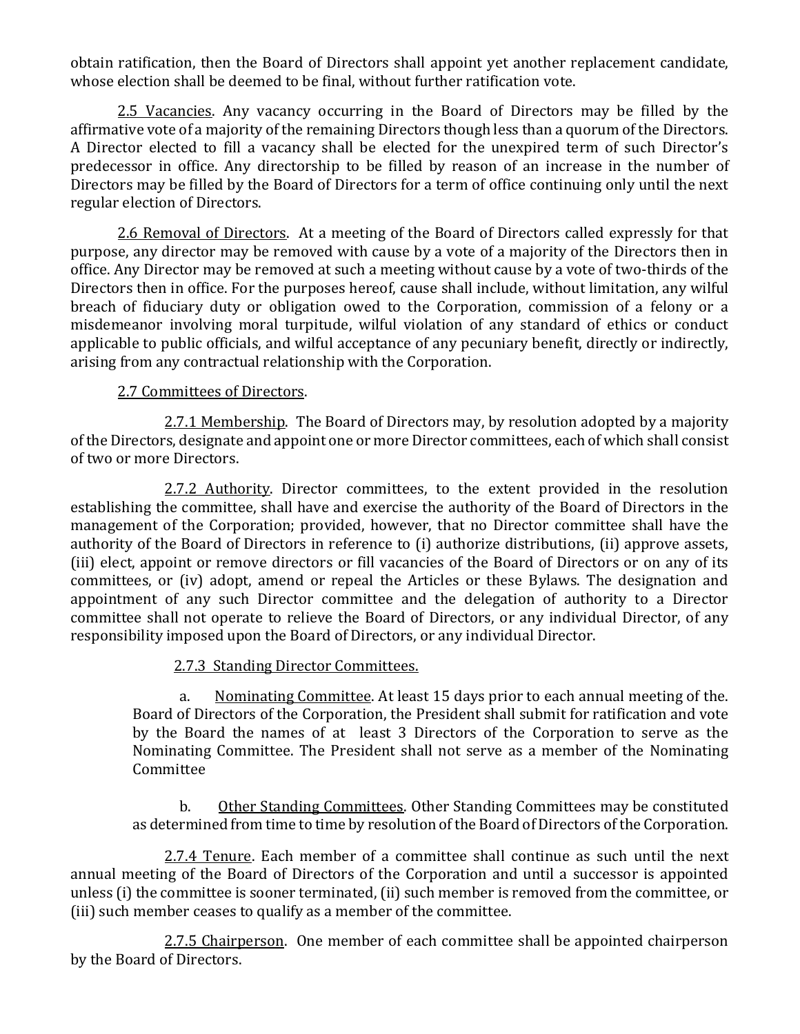obtain ratification, then the Board of Directors shall appoint yet another replacement candidate, whose election shall be deemed to be final, without further ratification vote.

2.5 Vacancies. Any vacancy occurring in the Board of Directors may be filled by the affirmative vote of a majority of the remaining Directors though less than a quorum of the Directors. A Director elected to fill a vacancy shall be elected for the unexpired term of such Director's predecessor in office. Any directorship to be filled by reason of an increase in the number of Directors may be filled by the Board of Directors for a term of office continuing only until the next regular election of Directors.

2.6 Removal of Directors. At a meeting of the Board of Directors called expressly for that purpose, any director may be removed with cause by a vote of a majority of the Directors then in office. Any Director may be removed at such a meeting without cause by a vote of two-thirds of the Directors then in office. For the purposes hereof, cause shall include, without limitation, any wilful breach of fiduciary duty or obligation owed to the Corporation, commission of a felony or a misdemeanor involving moral turpitude, wilful violation of any standard of ethics or conduct applicable to public officials, and wilful acceptance of any pecuniary benefit, directly or indirectly, arising from any contractual relationship with the Corporation.

2.7 Committees of Directors.

2.7.1 Membership. The Board of Directors may, by resolution adopted by a majority of the Directors, designate and appoint one or more Director committees, each of which shall consist of two or more Directors.

2.7.2 Authority. Director committees, to the extent provided in the resolution establishing the committee, shall have and exercise the authority of the Board of Directors in the management of the Corporation; provided, however, that no Director committee shall have the authority of the Board of Directors in reference to (i) authorize distributions, (ii) approve assets, (iii) elect, appoint or remove directors or fill vacancies of the Board of Directors or on any of its committees, or (iv) adopt, amend or repeal the Articles or these Bylaws. The designation and appointment of any such Director committee and the delegation of authority to a Director committee shall not operate to relieve the Board of Directors, or any individual Director, of any responsibility imposed upon the Board of Directors, or any individual Director.

2.7.3 Standing Director Committees.

a. Nominating Committee. At least 15 days prior to each annual meeting of the. Board of Directors of the Corporation, the President shall submit for ratification and vote by the Board the names of at least 3 Directors of the Corporation to serve as the Nominating Committee. The President shall not serve as a member of the Nominating Committee

b. Other Standing Committees. Other Standing Committees may be constituted as determined from time to time by resolution of the Board of Directors of the Corporation.

2.7.4 Tenure. Each member of a committee shall continue as such until the next annual meeting of the Board of Directors of the Corporation and until a successor is appointed unless (i) the committee is sooner terminated, (ii) such member is removed from the committee, or (iii) such member ceases to qualify as a member of the committee.

2.7.5 Chairperson. One member of each committee shall be appointed chairperson by the Board of Directors.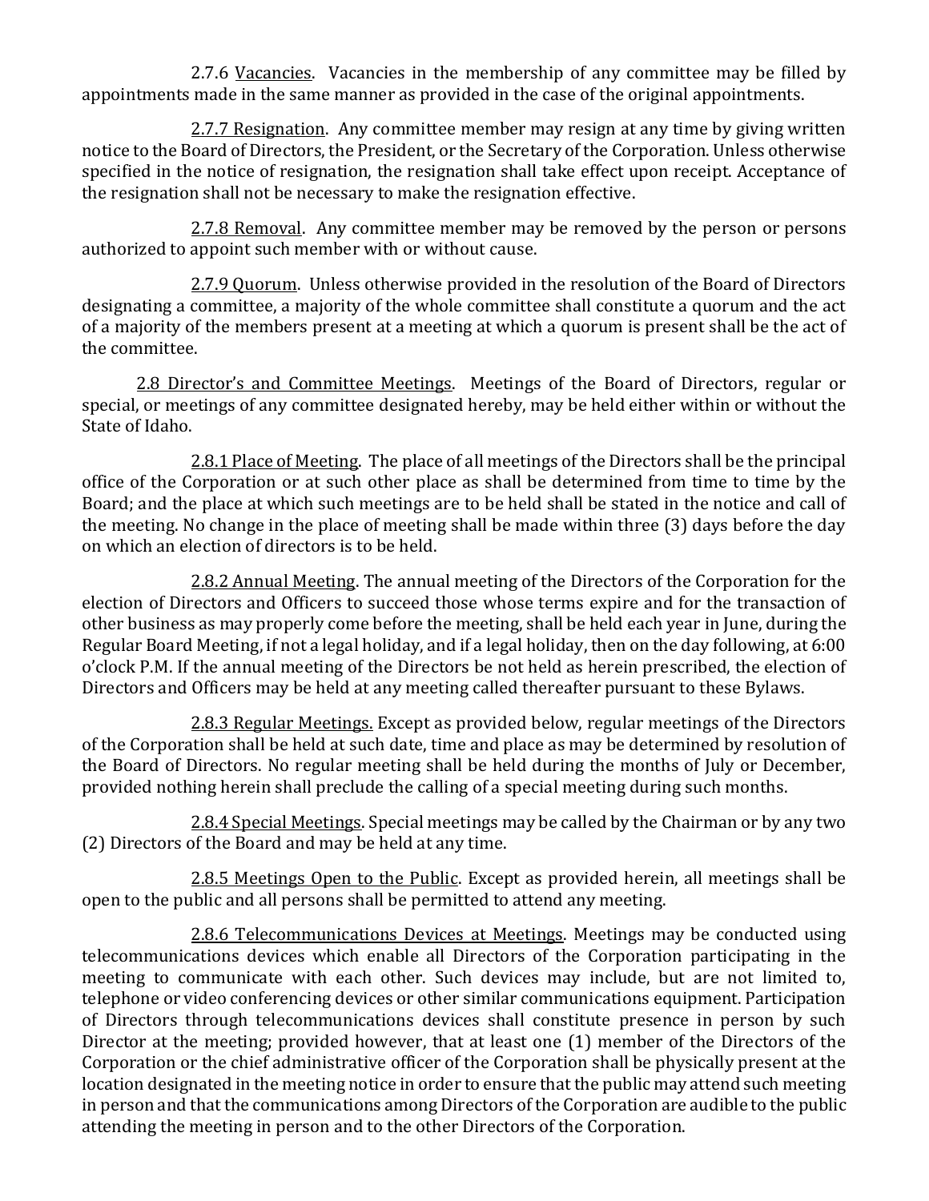2.7.6 <u>Vacancies</u>. Vacancies in the membership of any committee may be filled by appointments made in the same manner as provided in the case of the original appointments.

2.7.7 <u>Resignation</u>. Any committee member may resign at any time by giving written notice to the Board of Directors, the President, or the Secretary of the Corporation. Unless otherwise specified in the notice of resignation, the resignation shall take effect upon receipt. Acceptance of the resignation shall not be necessary to make the resignation effective.

2.7.8 <u>Removal</u>. Any committee member may be removed by the person or persons authorized to appoint such member with or without cause.

2.7.9 <u>Quorum</u>. Unless otherwise provided in the resolution of the Board of Directors designating a committee, a majority of the whole committee shall constitute a quorum and the act of a majority of the members present at a meeting at which a quorum is present shall be the act of the committee.

2.8 <u>Director's and Committee Meetings</u>. Meetings of the Board of Directors, regular or special, or meetings of any committee designated hereby, may be held either within or without the State of Idaho.

2.8.1 <u>Place of Meeting</u>. The place of all meetings of the Directors shall be the principal office of the Corporation or at such other place as shall be determined from time to time by the Board; and the place at which such meetings are to be held shall be stated in the notice and call of the meeting. No change in the place of meeting shall be made within three (3) days before the day on which an election of directors is to be held.

2.8.2 <u>Annual Meeting</u>. The annual meeting of the Directors of the Corporation for the election of Directors and Officers to succeed those whose terms expire and for the transaction of other business as may properly come before the meeting, shall be held each year in June, during the Regular Board Meeting, if not a legal holiday, and if a legal holiday, then on the day following, at 6:00 o'clock P.M. If the annual meeting of the Directors be not held as herein prescribed, the election of Directors and Officers may be held at any meeting called thereafter pursuant to these Bylaws.

2.8.3 <u>Regular Meetings.</u> Except as provided below, regular meetings of the Directors of the Corporation shall be held at such date, time and place as may be determined by resolution of the Board of Directors. No regular meeting shall be held during the months of July or December, provided nothing herein shall preclude the calling of a special meeting during such months.

2.8.4 <u>Special Meetings</u>. Special meetings may be called by the Chairman or by any two (2) Directors of the Board and may be held at any time.

2.8.5 <u>Meetings Open to the Public</u>. Except as provided herein, all meetings shall be open to the public and all persons shall be permitted to attend any meeting.

2.8.6 <u>Telecommunications Devices at Meetings</u>. Meetings may be conducted using telecommunications devices which enable all Directors of the Corporation participating in the meeting to communicate with each other. Such devices may include, but are not limited to, telephone or video conferencing devices or other similar communications equipment. Participation of Directors through telecommunications devices shall constitute presence in person by such Director at the meeting; provided however, that at least one (1) member of the Directors of the Corporation or the chief administrative officer of the Corporation shall be physically present at the location designated in the meeting notice in order to ensure that the public may attend such meeting in person and that the communications among Directors of the Corporation are audible to the public attending the meeting in person and to the other Directors of the Corporation.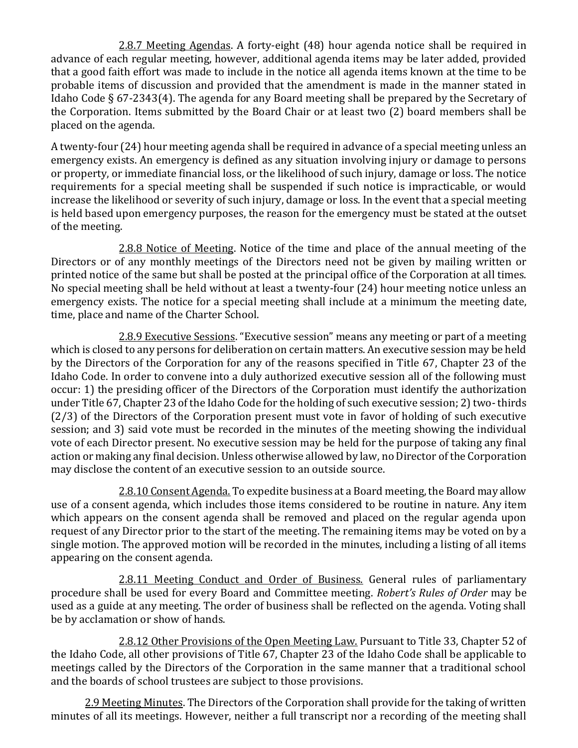<u>2.8.7 Meeting Agendas</u>. A forty-eight (48) hour agenda notice shall be required in advance of each regular meeting, however, additional agenda items may be later added, provided that a good faith effort was made to include in the notice all agenda items known at the time to be probable items of discussion and provided that the amendment is made in the manner stated in Idaho Code § 67-2343(4). The agenda for any Board meeting shall be prepared by the Secretary of the Corporation. Items submitted by the Board Chair or at least two (2) board members shall be placed on the agenda.

A twenty-four (24) hour meeting agenda shall be required in advance of a special meeting unless an emergency exists. An emergency is defined as any situation involving injury or damage to persons or property, or immediate financial loss, or the likelihood of such injury, damage or loss. The notice requirements for a special meeting shall be suspended if such notice is impracticable, or would increase the likelihood or severity of such injury, damage or loss. In the event that a special meeting is held based upon emergency purposes, the reason for the emergency must be stated at the outset of the meeting.

<u>2.8.8 Notice of Meeting</u>. Notice of the time and place of the annual meeting of the Directors or of any monthly meetings of the Directors need not be given by mailing written or printed notice of the same but shall be posted at the principal office of the Corporation at all times. No special meeting shall be held without at least a twenty-four (24) hour meeting notice unless an emergency exists. The notice for a special meeting shall include at a minimum the meeting date, time, place and name of the Charter School.

<u>2.8.9 Executive Sessions</u>. "Executive session" means any meeting or part of a meeting which is closed to any persons for deliberation on certain matters. An executive session may be held by the Directors of the Corporation for any of the reasons specified in Title 67, Chapter 23 of the Idaho Code. In order to convene into a duly authorized executive session all of the following must occur: 1) the presiding officer of the Directors of the Corporation must identify the authorization under Title 67, Chapter 23 of the Idaho Code for the holding of such executive session; 2) two- thirds (2/3) of the Directors of the Corporation present must vote in favor of holding of such executive session; and 3) said vote must be recorded in the minutes of the meeting showing the individual vote of each Director present. No executive session may be held for the purpose of taking any final action or making any final decision. Unless otherwise allowed by law, no Director of the Corporation may disclose the content of an executive session to an outside source.

<u>2.8.10 Consent Agenda.</u> To expedite business at a Board meeting, the Board may allow use of a consent agenda, which includes those items considered to be routine in nature. Any item which appears on the consent agenda shall be removed and placed on the regular agenda upon request of any Director prior to the start of the meeting. The remaining items may be voted on by a single motion. The approved motion will be recorded in the minutes, including a listing of all items appearing on the consent agenda.

<u>2.8.11 Meeting Conduct and Order of Business.</u> General rules of parliamentary procedure shall be used for every Board and Committee meeting. *Robert's Rules of Order* may be used as a guide at any meeting. The order of business shall be reflected on the agenda. Voting shall be by acclamation or show of hands.

<u>2.8.12 Other Provisions of the Open Meeting Law.</u> Pursuant to Title 33, Chapter 52 of the Idaho Code, all other provisions of Title 67, Chapter 23 of the Idaho Code shall be applicable to meetings called by the Directors of the Corporation in the same manner that a traditional school and the boards of school trustees are subject to those provisions.

<u>2.9 Meeting Minutes</u>. The Directors of the Corporation shall provide for the taking of written minutes of all its meetings. However, neither a full transcript nor a recording of the meeting shall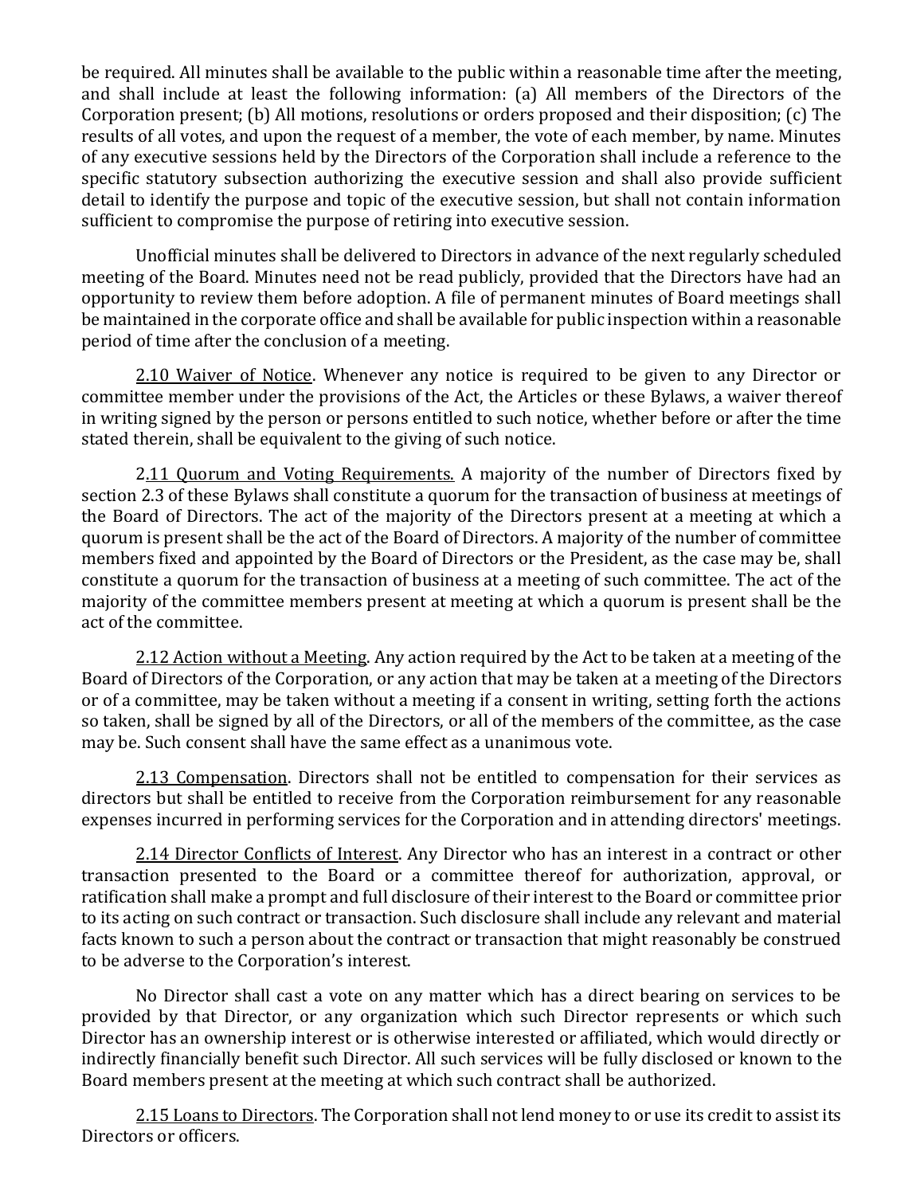be required. All minutes shall be available to the public within a reasonable time after the meeting, and shall include at least the following information: (a) All members of the Directors of the Corporation present; (b) All motions, resolutions or orders proposed and their disposition; (c) The results of all votes, and upon the request of a member, the vote of each member, by name. Minutes of any executive sessions held by the Directors of the Corporation shall include a reference to the specific statutory subsection authorizing the executive session and shall also provide sufficient detail to identify the purpose and topic of the executive session, but shall not contain information sufficient to compromise the purpose of retiring into executive session.

Unofficial minutes shall be delivered to Directors in advance of the next regularly scheduled meeting of the Board. Minutes need not be read publicly, provided that the Directors have had an opportunity to review them before adoption. A file of permanent minutes of Board meetings shall be maintained in the corporate office and shall be available for public inspection within a reasonable period of time after the conclusion of a meeting.

2.10 Waiver of Notice. Whenever any notice is required to be given to any Director or committee member under the provisions of the Act, the Articles or these Bylaws, a waiver thereof in writing signed by the person or persons entitled to such notice, whether before or after the time stated therein, shall be equivalent to the giving of such notice.

2.11 Quorum and Voting Requirements. A majority of the number of Directors fixed by section 2.3 of these Bylaws shall constitute a quorum for the transaction of business at meetings of the Board of Directors. The act of the majority of the Directors present at a meeting at which a quorum is present shall be the act of the Board of Directors. A majority of the number of committee members fixed and appointed by the Board of Directors or the President, as the case may be, shall constitute a quorum for the transaction of business at a meeting of such committee. The act of the majority of the committee members present at meeting at which a quorum is present shall be the act of the committee.

2.12 Action without a Meeting. Any action required by the Act to be taken at a meeting of the Board of Directors of the Corporation, or any action that may be taken at a meeting of the Directors or of a committee, may be taken without a meeting if a consent in writing, setting forth the actions so taken, shall be signed by all of the Directors, or all of the members of the committee, as the case may be. Such consent shall have the same effect as a unanimous vote.

2.13 Compensation. Directors shall not be entitled to compensation for their services as directors but shall be entitled to receive from the Corporation reimbursement for any reasonable expenses incurred in performing services for the Corporation and in attending directors' meetings.

2.14 Director Conflicts of Interest. Any Director who has an interest in a contract or other transaction presented to the Board or a committee thereof for authorization, approval, or ratification shall make a prompt and full disclosure of their interest to the Board or committee prior to its acting on such contract or transaction. Such disclosure shall include any relevant and material facts known to such a person about the contract or transaction that might reasonably be construed to be adverse to the Corporation's interest.

No Director shall cast a vote on any matter which has a direct bearing on services to be provided by that Director, or any organization which such Director represents or which such Director has an ownership interest or is otherwise interested or affiliated, which would directly or indirectly financially benefit such Director. All such services will be fully disclosed or known to the Board members present at the meeting at which such contract shall be authorized.

2.15 Loans to Directors. The Corporation shall not lend money to or use its credit to assist its Directors or officers.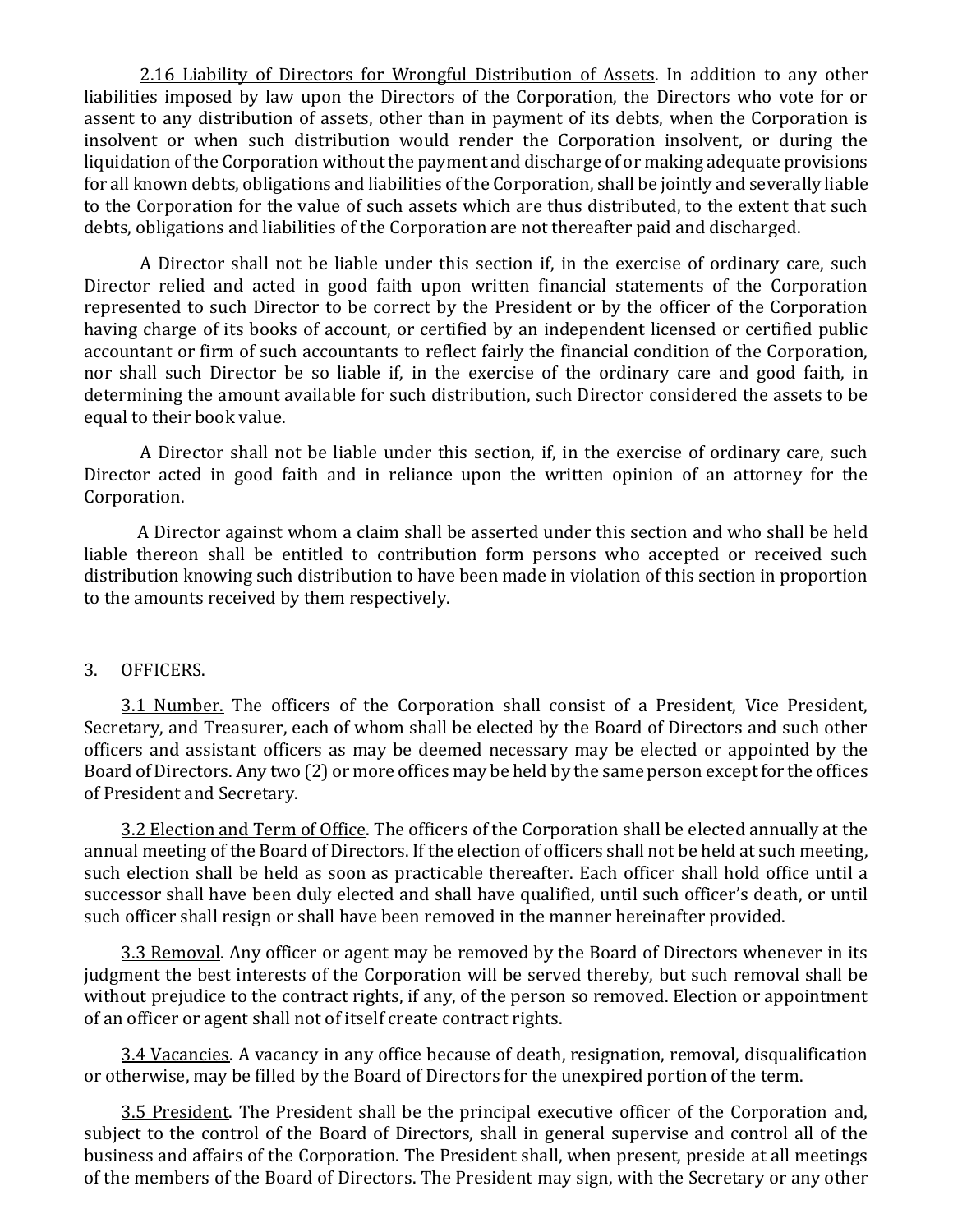<u>2.16 Liability of Directors for Wrongful Distribution of Assets</u>. In addition to any other liabilities imposed by law upon the Directors of the Corporation, the Directors who vote for or assent to any distribution of assets, other than in payment of its debts, when the Corporation is insolvent or when such distribution would render the Corporation insolvent, or during the liquidation of the Corporation without the payment and discharge of or making adequate provisions for all known debts, obligations and liabilities of the Corporation, shall be jointly and severally liable to the Corporation for the value of such assets which are thus distributed, to the extent that such debts, obligations and liabilities of the Corporation are not thereafter paid and discharged.

A Director shall not be liable under this section if, in the exercise of ordinary care, such Director relied and acted in good faith upon written financial statements of the Corporation represented to such Director to be correct by the President or by the officer of the Corporation having charge of its books of account, or certified by an independent licensed or certified public accountant or firm of such accountants to reflect fairly the financial condition of the Corporation, nor shall such Director be so liable if, in the exercise of the ordinary care and good faith, in determining the amount available for such distribution, such Director considered the assets to be equal to their book value.

A Director shall not be liable under this section, if, in the exercise of ordinary care, such Director acted in good faith and in reliance upon the written opinion of an attorney for the Corporation.

A Director against whom a claim shall be asserted under this section and who shall be held liable thereon shall be entitled to contribution form persons who accepted or received such distribution knowing such distribution to have been made in violation of this section in proportion to the amounts received by them respectively.

## 3. OFFICERS.

<u>3.1 Number.</u> The officers of the Corporation shall consist of a President, Vice President, Secretary, and Treasurer, each of whom shall be elected by the Board of Directors and such other officers and assistant officers as may be deemed necessary may be elected or appointed by the Board of Directors. Any two (2) or more offices may be held by the same person except for the offices of President and Secretary.

<u>3.2 Election and Term of Office</u>. The officers of the Corporation shall be elected annually at the annual meeting of the Board of Directors. If the election of officers shall not be held at such meeting, such election shall be held as soon as practicable thereafter. Each officer shall hold office until a successor shall have been duly elected and shall have qualified, until such officer's death, or until such officer shall resign or shall have been removed in the manner hereinafter provided.

<u>3.3 Removal</u>. Any officer or agent may be removed by the Board of Directors whenever in its judgment the best interests of the Corporation will be served thereby, but such removal shall be without prejudice to the contract rights, if any, of the person so removed. Election or appointment of an officer or agent shall not of itself create contract rights.

<u>3.4 Vacancies</u>. A vacancy in any office because of death, resignation, removal, disqualification or otherwise, may be filled by the Board of Directors for the unexpired portion of the term.

<u>3.5 President</u>. The President shall be the principal executive officer of the Corporation and, subject to the control of the Board of Directors, shall in general supervise and control all of the business and affairs of the Corporation. The President shall, when present, preside at all meetings of the members of the Board of Directors. The President may sign, with the Secretary or any other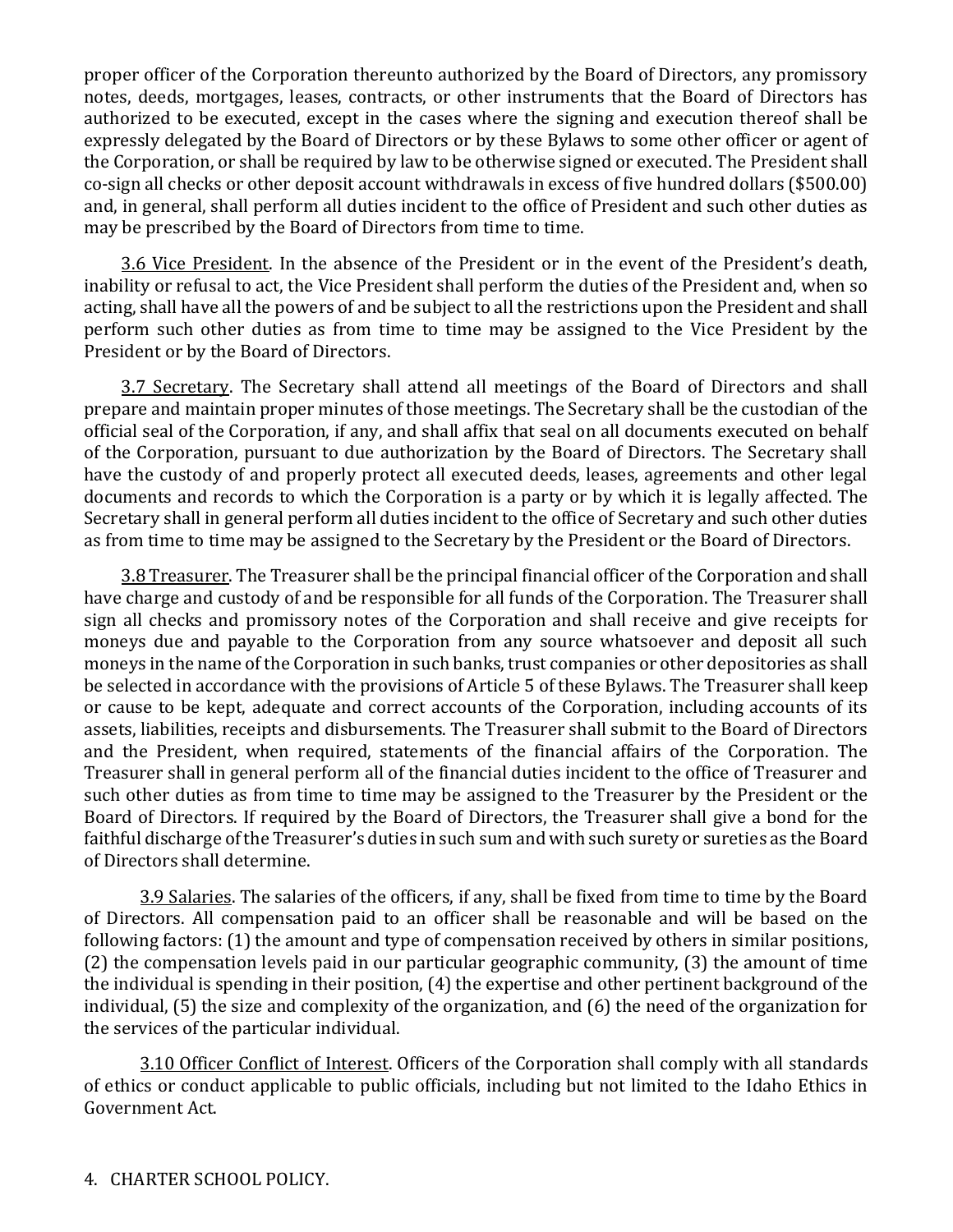proper officer of the Corporation thereunto authorized by the Board of Directors, any promissory notes, deeds, mortgages, leases, contracts, or other instruments that the Board of Directors has authorized to be executed, except in the cases where the signing and execution thereof shall be expressly delegated by the Board of Directors or by these Bylaws to some other officer or agent of the Corporation, or shall be required by law to be otherwise signed or executed. The President shall co-sign all checks or other deposit account withdrawals in excess of five hundred dollars ($500.00) and, in general, shall perform all duties incident to the office of President and such other duties as may be prescribed by the Board of Directors from time to time.

3.6 Vice President. In the absence of the President or in the event of the President's death, inability or refusal to act, the Vice President shall perform the duties of the President and, when so acting, shall have all the powers of and be subject to all the restrictions upon the President and shall perform such other duties as from time to time may be assigned to the Vice President by the President or by the Board of Directors.

3.7 Secretary. The Secretary shall attend all meetings of the Board of Directors and shall prepare and maintain proper minutes of those meetings. The Secretary shall be the custodian of the official seal of the Corporation, if any, and shall affix that seal on all documents executed on behalf of the Corporation, pursuant to due authorization by the Board of Directors. The Secretary shall have the custody of and properly protect all executed deeds, leases, agreements and other legal documents and records to which the Corporation is a party or by which it is legally affected. The Secretary shall in general perform all duties incident to the office of Secretary and such other duties as from time to time may be assigned to the Secretary by the President or the Board of Directors.

3.8 Treasurer. The Treasurer shall be the principal financial officer of the Corporation and shall have charge and custody of and be responsible for all funds of the Corporation. The Treasurer shall sign all checks and promissory notes of the Corporation and shall receive and give receipts for moneys due and payable to the Corporation from any source whatsoever and deposit all such moneys in the name of the Corporation in such banks, trust companies or other depositories as shall be selected in accordance with the provisions of Article 5 of these Bylaws. The Treasurer shall keep or cause to be kept, adequate and correct accounts of the Corporation, including accounts of its assets, liabilities, receipts and disbursements. The Treasurer shall submit to the Board of Directors and the President, when required, statements of the financial affairs of the Corporation. The Treasurer shall in general perform all of the financial duties incident to the office of Treasurer and such other duties as from time to time may be assigned to the Treasurer by the President or the Board of Directors. If required by the Board of Directors, the Treasurer shall give a bond for the faithful discharge of the Treasurer's duties in such sum and with such surety or sureties as the Board of Directors shall determine.

3.9 Salaries. The salaries of the officers, if any, shall be fixed from time to time by the Board of Directors. All compensation paid to an officer shall be reasonable and will be based on the following factors: (1) the amount and type of compensation received by others in similar positions, (2) the compensation levels paid in our particular geographic community, (3) the amount of time the individual is spending in their position, (4) the expertise and other pertinent background of the individual, (5) the size and complexity of the organization, and (6) the need of the organization for the services of the particular individual.

3.10 Officer Conflict of Interest. Officers of the Corporation shall comply with all standards of ethics or conduct applicable to public officials, including but not limited to the Idaho Ethics in Government Act.

4. CHARTER SCHOOL POLICY.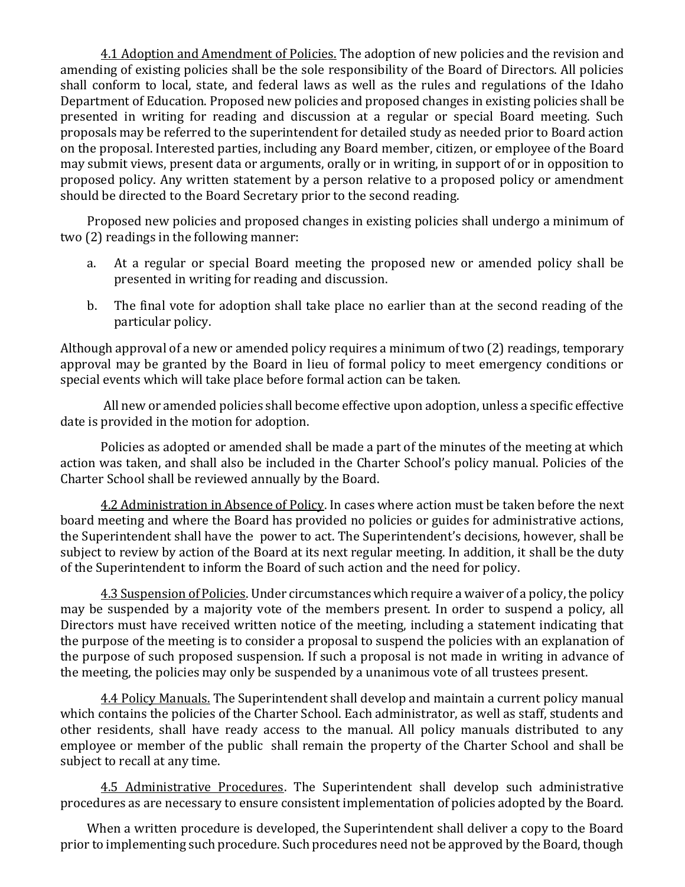4.1 Adoption and Amendment of Policies. The adoption of new policies and the revision and amending of existing policies shall be the sole responsibility of the Board of Directors. All policies shall conform to local, state, and federal laws as well as the rules and regulations of the Idaho Department of Education. Proposed new policies and proposed changes in existing policies shall be presented in writing for reading and discussion at a regular or special Board meeting. Such proposals may be referred to the superintendent for detailed study as needed prior to Board action on the proposal. Interested parties, including any Board member, citizen, or employee of the Board may submit views, present data or arguments, orally or in writing, in support of or in opposition to proposed policy. Any written statement by a person relative to a proposed policy or amendment should be directed to the Board Secretary prior to the second reading.

Proposed new policies and proposed changes in existing policies shall undergo a minimum of two (2) readings in the following manner:

a. At a regular or special Board meeting the proposed new or amended policy shall be presented in writing for reading and discussion.

b. The final vote for adoption shall take place no earlier than at the second reading of the particular policy.

Although approval of a new or amended policy requires a minimum of two (2) readings, temporary approval may be granted by the Board in lieu of formal policy to meet emergency conditions or special events which will take place before formal action can be taken.

All new or amended policies shall become effective upon adoption, unless a specific effective date is provided in the motion for adoption.

Policies as adopted or amended shall be made a part of the minutes of the meeting at which action was taken, and shall also be included in the Charter School's policy manual. Policies of the Charter School shall be reviewed annually by the Board.

4.2 Administration in Absence of Policy. In cases where action must be taken before the next board meeting and where the Board has provided no policies or guides for administrative actions, the Superintendent shall have the power to act. The Superintendent's decisions, however, shall be subject to review by action of the Board at its next regular meeting. In addition, it shall be the duty of the Superintendent to inform the Board of such action and the need for policy.

4.3 Suspension of Policies. Under circumstances which require a waiver of a policy, the policy may be suspended by a majority vote of the members present. In order to suspend a policy, all Directors must have received written notice of the meeting, including a statement indicating that the purpose of the meeting is to consider a proposal to suspend the policies with an explanation of the purpose of such proposed suspension. If such a proposal is not made in writing in advance of the meeting, the policies may only be suspended by a unanimous vote of all trustees present.

4.4 Policy Manuals. The Superintendent shall develop and maintain a current policy manual which contains the policies of the Charter School. Each administrator, as well as staff, students and other residents, shall have ready access to the manual. All policy manuals distributed to any employee or member of the public shall remain the property of the Charter School and shall be subject to recall at any time.

4.5 Administrative Procedures. The Superintendent shall develop such administrative procedures as are necessary to ensure consistent implementation of policies adopted by the Board.

When a written procedure is developed, the Superintendent shall deliver a copy to the Board prior to implementing such procedure. Such procedures need not be approved by the Board, though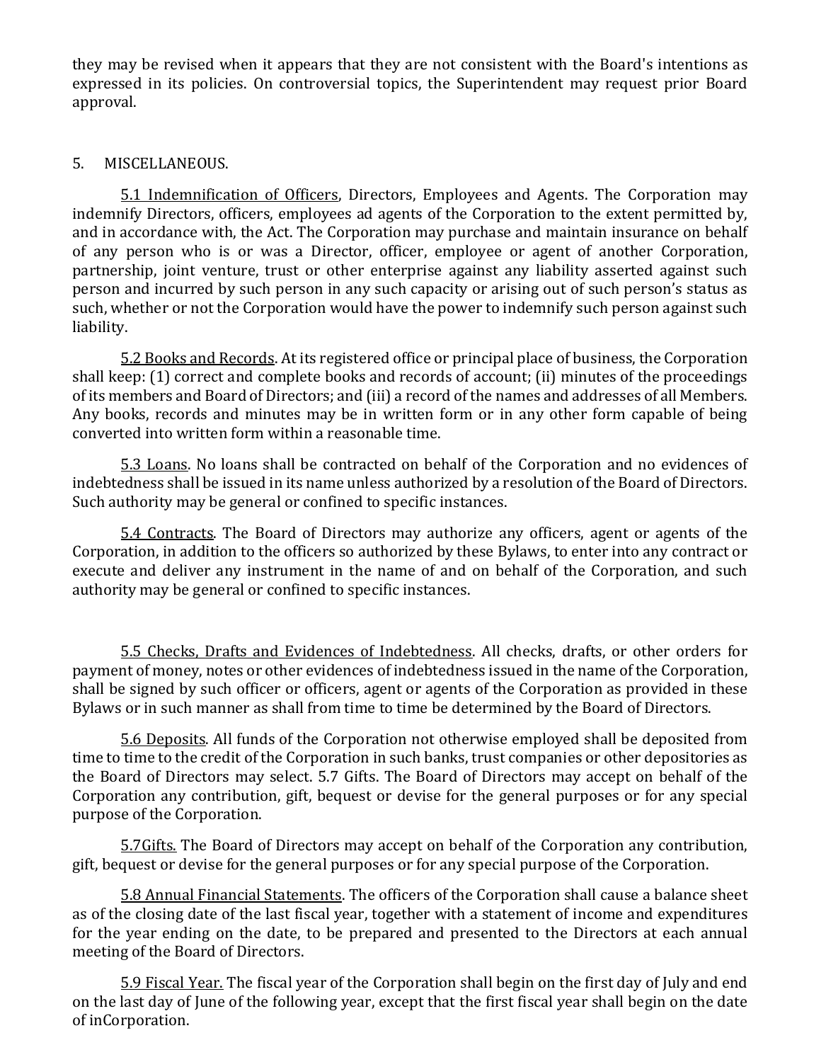they may be revised when it appears that they are not consistent with the Board's intentions as expressed in its policies. On controversial topics, the Superintendent may request prior Board approval.

## 5. MISCELLANEOUS.

5.1 Indemnification of Officers, Directors, Employees and Agents. The Corporation may indemnify Directors, officers, employees ad agents of the Corporation to the extent permitted by, and in accordance with, the Act. The Corporation may purchase and maintain insurance on behalf of any person who is or was a Director, officer, employee or agent of another Corporation, partnership, joint venture, trust or other enterprise against any liability asserted against such person and incurred by such person in any such capacity or arising out of such person's status as such, whether or not the Corporation would have the power to indemnify such person against such liability.

5.2 Books and Records. At its registered office or principal place of business, the Corporation shall keep: (1) correct and complete books and records of account; (ii) minutes of the proceedings of its members and Board of Directors; and (iii) a record of the names and addresses of all Members. Any books, records and minutes may be in written form or in any other form capable of being converted into written form within a reasonable time.

5.3 Loans. No loans shall be contracted on behalf of the Corporation and no evidences of indebtedness shall be issued in its name unless authorized by a resolution of the Board of Directors. Such authority may be general or confined to specific instances.

5.4 Contracts. The Board of Directors may authorize any officers, agent or agents of the Corporation, in addition to the officers so authorized by these Bylaws, to enter into any contract or execute and deliver any instrument in the name of and on behalf of the Corporation, and such authority may be general or confined to specific instances.

5.5 Checks, Drafts and Evidences of Indebtedness. All checks, drafts, or other orders for payment of money, notes or other evidences of indebtedness issued in the name of the Corporation, shall be signed by such officer or officers, agent or agents of the Corporation as provided in these Bylaws or in such manner as shall from time to time be determined by the Board of Directors.

5.6 Deposits. All funds of the Corporation not otherwise employed shall be deposited from time to time to the credit of the Corporation in such banks, trust companies or other depositories as the Board of Directors may select. 5.7 Gifts. The Board of Directors may accept on behalf of the Corporation any contribution, gift, bequest or devise for the general purposes or for any special purpose of the Corporation.

5.7Gifts. The Board of Directors may accept on behalf of the Corporation any contribution, gift, bequest or devise for the general purposes or for any special purpose of the Corporation.

5.8 Annual Financial Statements. The officers of the Corporation shall cause a balance sheet as of the closing date of the last fiscal year, together with a statement of income and expenditures for the year ending on the date, to be prepared and presented to the Directors at each annual meeting of the Board of Directors.

5.9 Fiscal Year. The fiscal year of the Corporation shall begin on the first day of July and end on the last day of June of the following year, except that the first fiscal year shall begin on the date of inCorporation.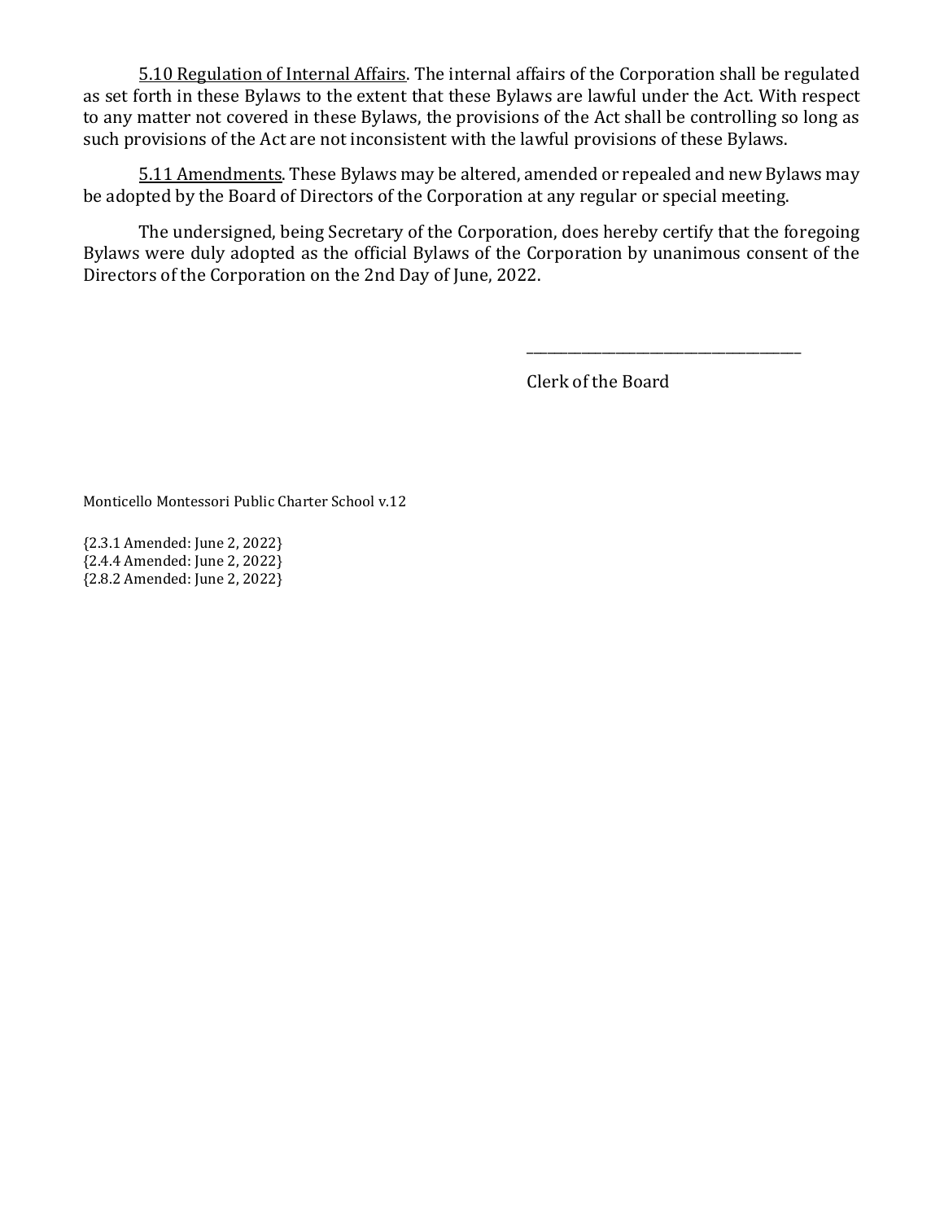<u>5.10 Regulation of Internal Affairs</u>. The internal affairs of the Corporation shall be regulated as set forth in these Bylaws to the extent that these Bylaws are lawful under the Act. With respect to any matter not covered in these Bylaws, the provisions of the Act shall be controlling so long as such provisions of the Act are not inconsistent with the lawful provisions of these Bylaws.

<u>5.11 Amendments</u>. These Bylaws may be altered, amended or repealed and new Bylaws may be adopted by the Board of Directors of the Corporation at any regular or special meeting.

The undersigned, being Secretary of the Corporation, does hereby certify that the foregoing Bylaws were duly adopted as the official Bylaws of the Corporation by unanimous consent of the Directors of the Corporation on the 2nd Day of June, 2022.

\_\_\_\_\_\_\_\_\_\_\_\_\_\_\_\_\_\_\_\_\_\_\_\_\_\_\_\_\_\_\_\_\_\_\_\_\_\_\_\_

Clerk of the Board

Monticello Montessori Public Charter School v.12

{2.3.1 Amended: June 2, 2022}
{2.4.4 Amended: June 2, 2022}
{2.8.2 Amended: June 2, 2022}